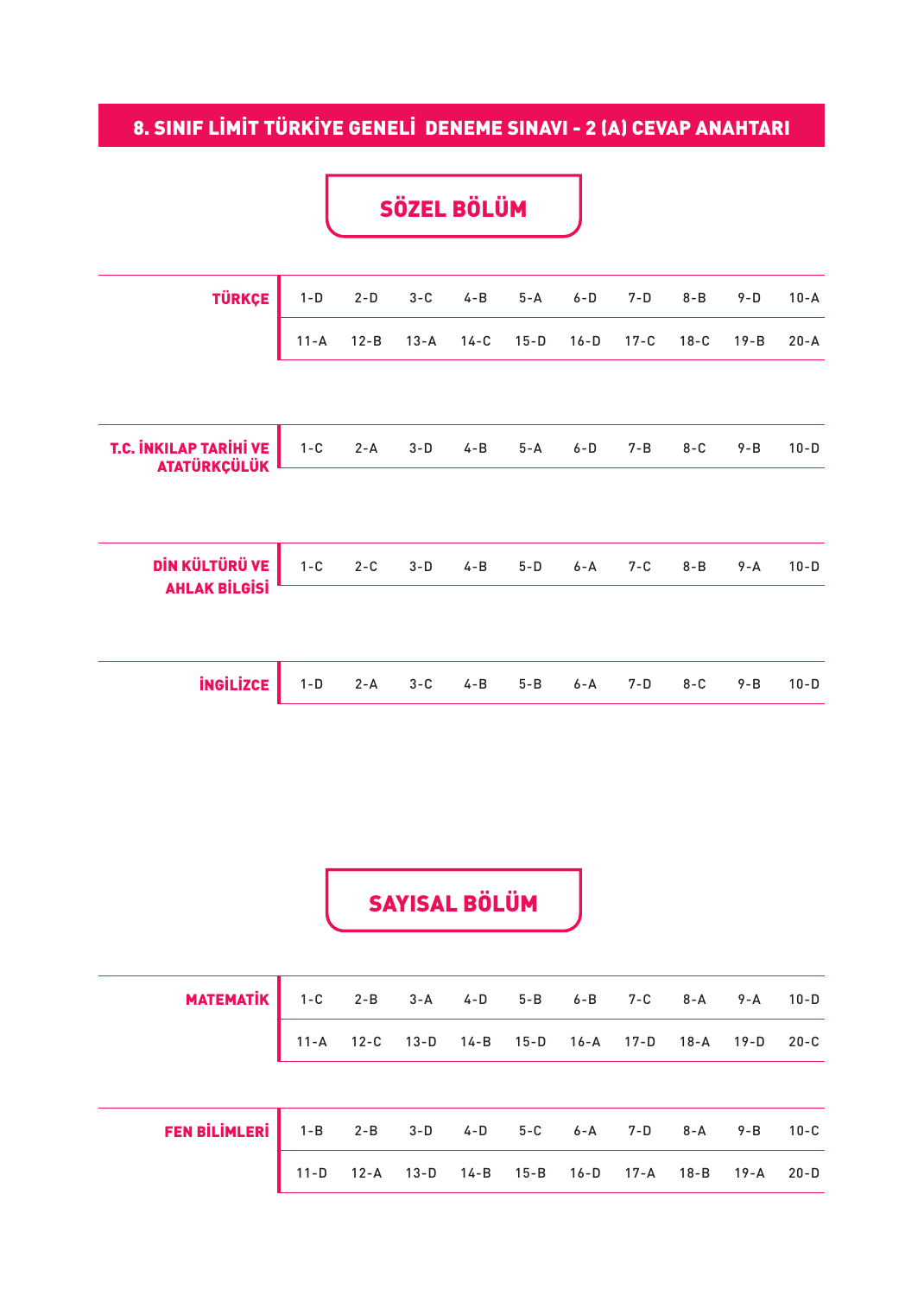# 8. SINIF LİMİT TÜRKİYE GENELİ DENEME SINAVI - 2 (A) CEVAP ANAHTARI

## SÖZEL BÖLÜM

| | | | | | | | | | | |
|---|---|---|---|---|---|---|---|---|---|---|
| **TÜRKÇE** | 1-D | 2-D | 3-C | 4-B | 5-A | 6-D | 7-D | 8-B | 9-D | 10-A |
| | 11-A | 12-B | 13-A | 14-C | 15-D | 16-D | 17-C | 18-C | 19-B | 20-A |

| | | | | | | | | | | |
|---|---|---|---|---|---|---|---|---|---|---|
| **T.C. İNKILAP TARİHİ VE ATATÜRKÇÜLÜK** | 1-C | 2-A | 3-D | 4-B | 5-A | 6-D | 7-B | 8-C | 9-B | 10-D |

| | | | | | | | | | | |
|---|---|---|---|---|---|---|---|---|---|---|
| **DİN KÜLTÜRÜ VE AHLAK BİLGİSİ** | 1-C | 2-C | 3-D | 4-B | 5-D | 6-A | 7-C | 8-B | 9-A | 10-D |

| | | | | | | | | | | |
|---|---|---|---|---|---|---|---|---|---|---|
| **İNGİLİZCE** | 1-D | 2-A | 3-C | 4-B | 5-B | 6-A | 7-D | 8-C | 9-B | 10-D |

## SAYISAL BÖLÜM

| | | | | | | | | | | |
|---|---|---|---|---|---|---|---|---|---|---|
| **MATEMATİK** | 1-C | 2-B | 3-A | 4-D | 5-B | 6-B | 7-C | 8-A | 9-A | 10-D |
| | 11-A | 12-C | 13-D | 14-B | 15-D | 16-A | 17-D | 18-A | 19-D | 20-C |

| | | | | | | | | | | |
|---|---|---|---|---|---|---|---|---|---|---|
| **FEN BİLİMLERİ** | 1-B | 2-B | 3-D | 4-D | 5-C | 6-A | 7-D | 8-A | 9-B | 10-C |
| | 11-D | 12-A | 13-D | 14-B | 15-B | 16-D | 17-A | 18-B | 19-A | 20-D |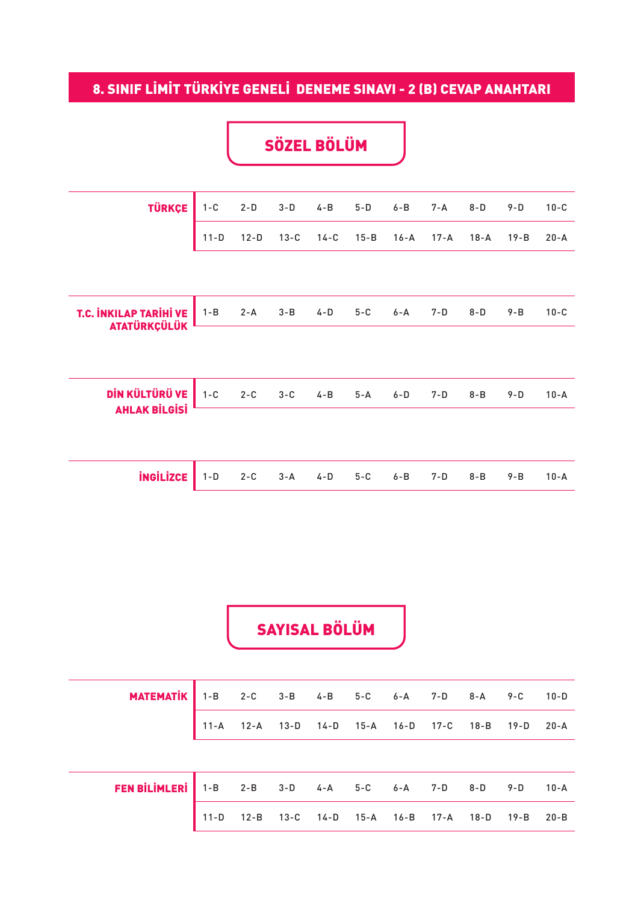# 8. SINIF LİMİT TÜRKİYE GENELİ DENEME SINAVI - 2 (B) CEVAP ANAHTARI

## SÖZEL BÖLÜM

| | | | | | | | | | | |
|---|---|---|---|---|---|---|---|---|---|---|
| **TÜRKÇE** | 1-C | 2-D | 3-D | 4-B | 5-D | 6-B | 7-A | 8-D | 9-D | 10-C |
| | 11-D | 12-D | 13-C | 14-C | 15-B | 16-A | 17-A | 18-A | 19-B | 20-A |

| | | | | | | | | | | |
|---|---|---|---|---|---|---|---|---|---|---|
| **T.C. İNKILAP TARİHİ VE ATATÜRKÇÜLÜK** | 1-B | 2-A | 3-B | 4-D | 5-C | 6-A | 7-D | 8-D | 9-B | 10-C |

| | | | | | | | | | | |
|---|---|---|---|---|---|---|---|---|---|---|
| **DİN KÜLTÜRÜ VE AHLAK BİLGİSİ** | 1-C | 2-C | 3-C | 4-B | 5-A | 6-D | 7-D | 8-B | 9-D | 10-A |

| | | | | | | | | | | |
|---|---|---|---|---|---|---|---|---|---|---|
| **İNGİLİZCE** | 1-D | 2-C | 3-A | 4-D | 5-C | 6-B | 7-D | 8-B | 9-B | 10-A |

## SAYISAL BÖLÜM

| | | | | | | | | | | |
|---|---|---|---|---|---|---|---|---|---|---|
| **MATEMATİK** | 1-B | 2-C | 3-B | 4-B | 5-C | 6-A | 7-D | 8-A | 9-C | 10-D |
| | 11-A | 12-A | 13-D | 14-D | 15-A | 16-D | 17-C | 18-B | 19-D | 20-A |

| | | | | | | | | | | |
|---|---|---|---|---|---|---|---|---|---|---|
| **FEN BİLİMLERİ** | 1-B | 2-B | 3-D | 4-A | 5-C | 6-A | 7-D | 8-D | 9-D | 10-A |
| | 11-D | 12-B | 13-C | 14-D | 15-A | 16-B | 17-A | 18-D | 19-B | 20-B |